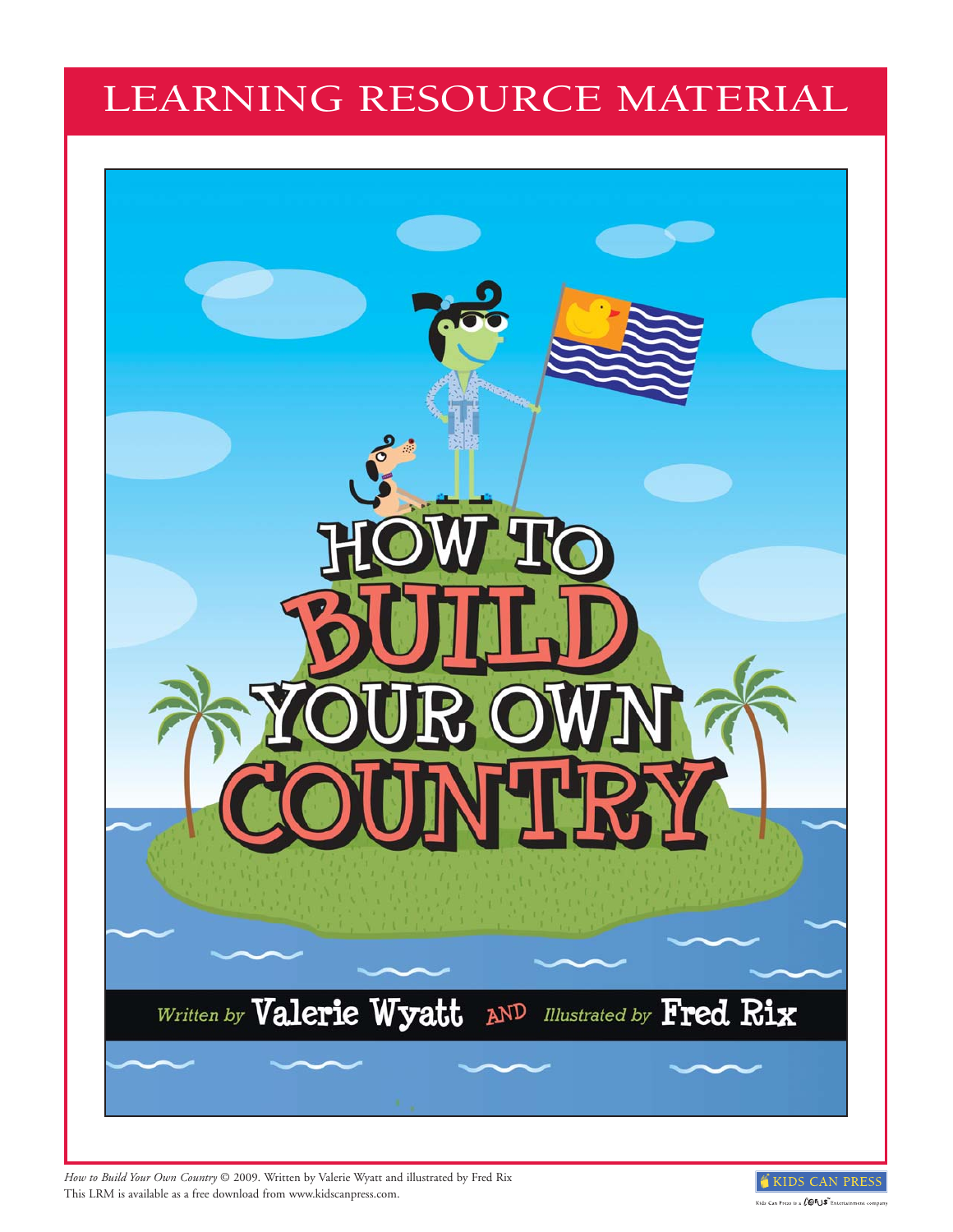# LEARNING RESOURCE MATERIAL

# HOW TO BUILD YOUR OWN COUNTRY

*Written by* **Valerie Wyatt** AND *Illustrated by* **Fred Rix**

*How to Build Your Own Country* © 2009. Written by Valerie Wyatt and illustrated by Fred Rix
This LRM is available as a free download from www.kidscanpress.com.

KIDS CAN PRESS

Kids Can Press is a Corus Entertainment company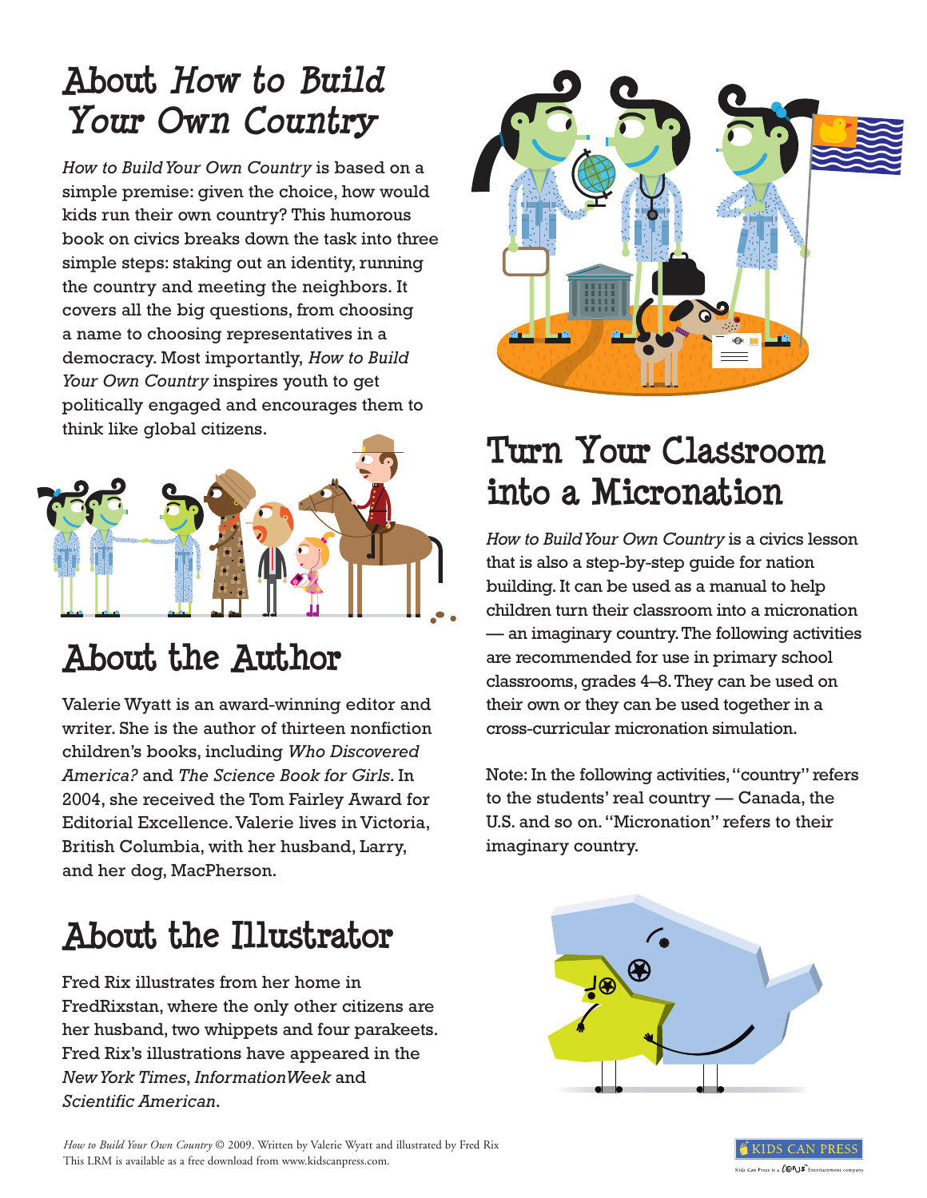# About *How to Build Your Own Country*

*How to Build Your Own Country* is based on a simple premise: given the choice, how would kids run their own country? This humorous book on civics breaks down the task into three simple steps: staking out an identity, running the country and meeting the neighbors. It covers all the big questions, from choosing a name to choosing representatives in a democracy. Most importantly, *How to Build Your Own Country* inspires youth to get politically engaged and encourages them to think like global citizens.

# About the Author

Valerie Wyatt is an award-winning editor and writer. She is the author of thirteen nonfiction children's books, including *Who Discovered America?* and *The Science Book for Girls*. In 2004, she received the Tom Fairley Award for Editorial Excellence. Valerie lives in Victoria, British Columbia, with her husband, Larry, and her dog, MacPherson.

# About the Illustrator

Fred Rix illustrates from her home in FredRixstan, where the only other citizens are her husband, two whippets and four parakeets. Fred Rix's illustrations have appeared in the *New York Times*, *InformationWeek* and *Scientific American*.

# Turn Your Classroom into a Micronation

*How to Build Your Own Country* is a civics lesson that is also a step-by-step guide for nation building. It can be used as a manual to help children turn their classroom into a micronation — an imaginary country. The following activities are recommended for use in primary school classrooms, grades 4–8. They can be used on their own or they can be used together in a cross-curricular micronation simulation.

Note: In the following activities, "country" refers to the students' real country — Canada, the U.S. and so on. "Micronation" refers to their imaginary country.

*How to Build Your Own Country* © 2009. Written by Valerie Wyatt and illustrated by Fred Rix
This LRM is available as a free download from www.kidscanpress.com.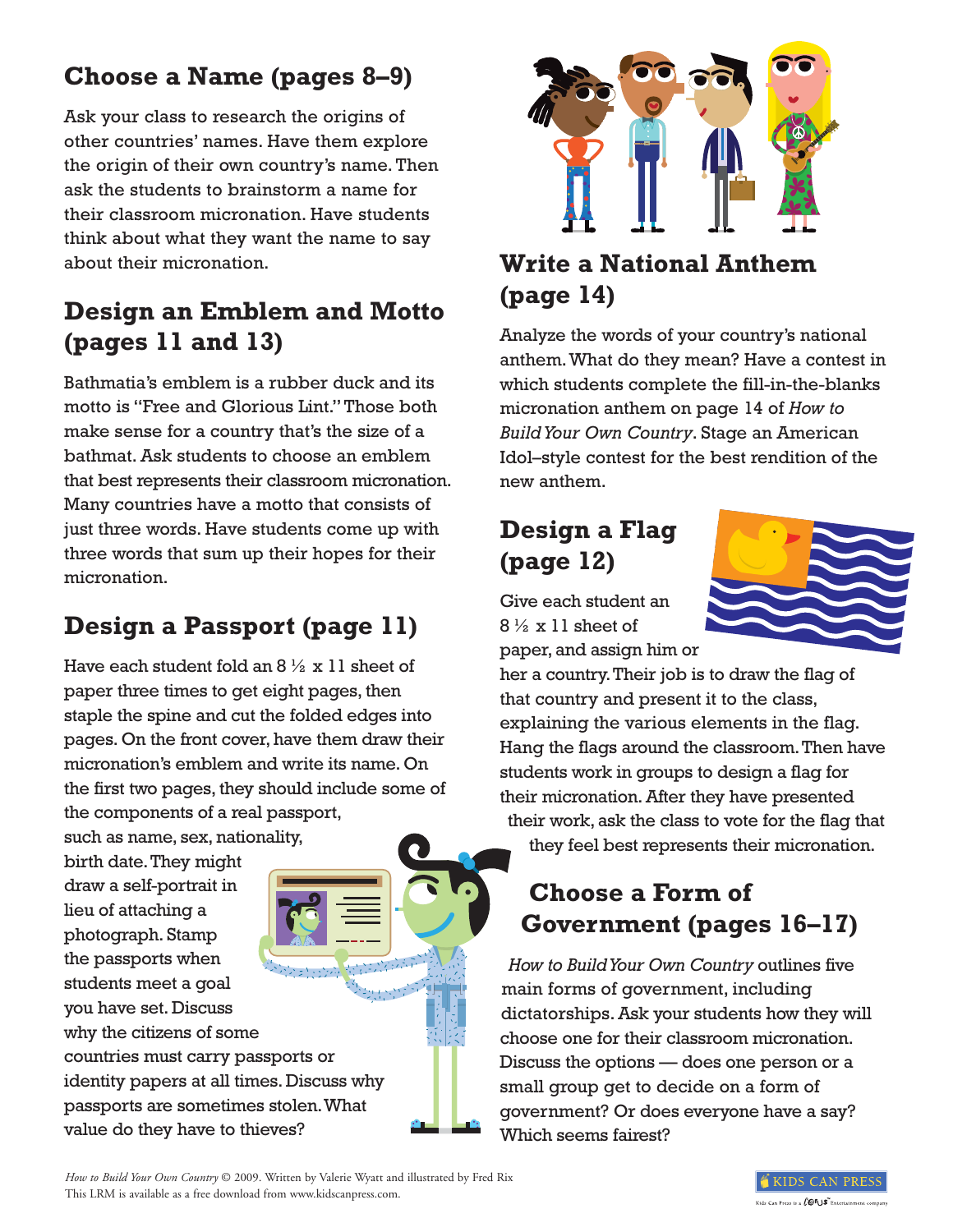## Choose a Name (pages 8–9)

Ask your class to research the origins of other countries' names. Have them explore the origin of their own country's name. Then ask the students to brainstorm a name for their classroom micronation. Have students think about what they want the name to say about their micronation.

## Design an Emblem and Motto (pages 11 and 13)

Bathmatia's emblem is a rubber duck and its motto is "Free and Glorious Lint." Those both make sense for a country that's the size of a bathmat. Ask students to choose an emblem that best represents their classroom micronation. Many countries have a motto that consists of just three words. Have students come up with three words that sum up their hopes for their micronation.

## Design a Passport (page 11)

Have each student fold an 8 ½ x 11 sheet of paper three times to get eight pages, then staple the spine and cut the folded edges into pages. On the front cover, have them draw their micronation's emblem and write its name. On the first two pages, they should include some of the components of a real passport, such as name, sex, nationality, birth date. They might draw a self-portrait in lieu of attaching a photograph. Stamp the passports when students meet a goal you have set. Discuss why the citizens of some countries must carry passports or identity papers at all times. Discuss why passports are sometimes stolen. What value do they have to thieves?

## Write a National Anthem (page 14)

Analyze the words of your country's national anthem. What do they mean? Have a contest in which students complete the fill-in-the-blanks micronation anthem on page 14 of *How to Build Your Own Country*. Stage an American Idol–style contest for the best rendition of the new anthem.

## Design a Flag (page 12)

Give each student an 8 ½ x 11 sheet of paper, and assign him or her a country. Their job is to draw the flag of that country and present it to the class, explaining the various elements in the flag. Hang the flags around the classroom. Then have students work in groups to design a flag for their micronation. After they have presented their work, ask the class to vote for the flag that they feel best represents their micronation.

## Choose a Form of Government (pages 16–17)

*How to Build Your Own Country* outlines five main forms of government, including dictatorships. Ask your students how they will choose one for their classroom micronation. Discuss the options — does one person or a small group get to decide on a form of government? Or does everyone have a say? Which seems fairest?

*How to Build Your Own Country* © 2009. Written by Valerie Wyatt and illustrated by Fred Rix
This LRM is available as a free download from www.kidscanpress.com.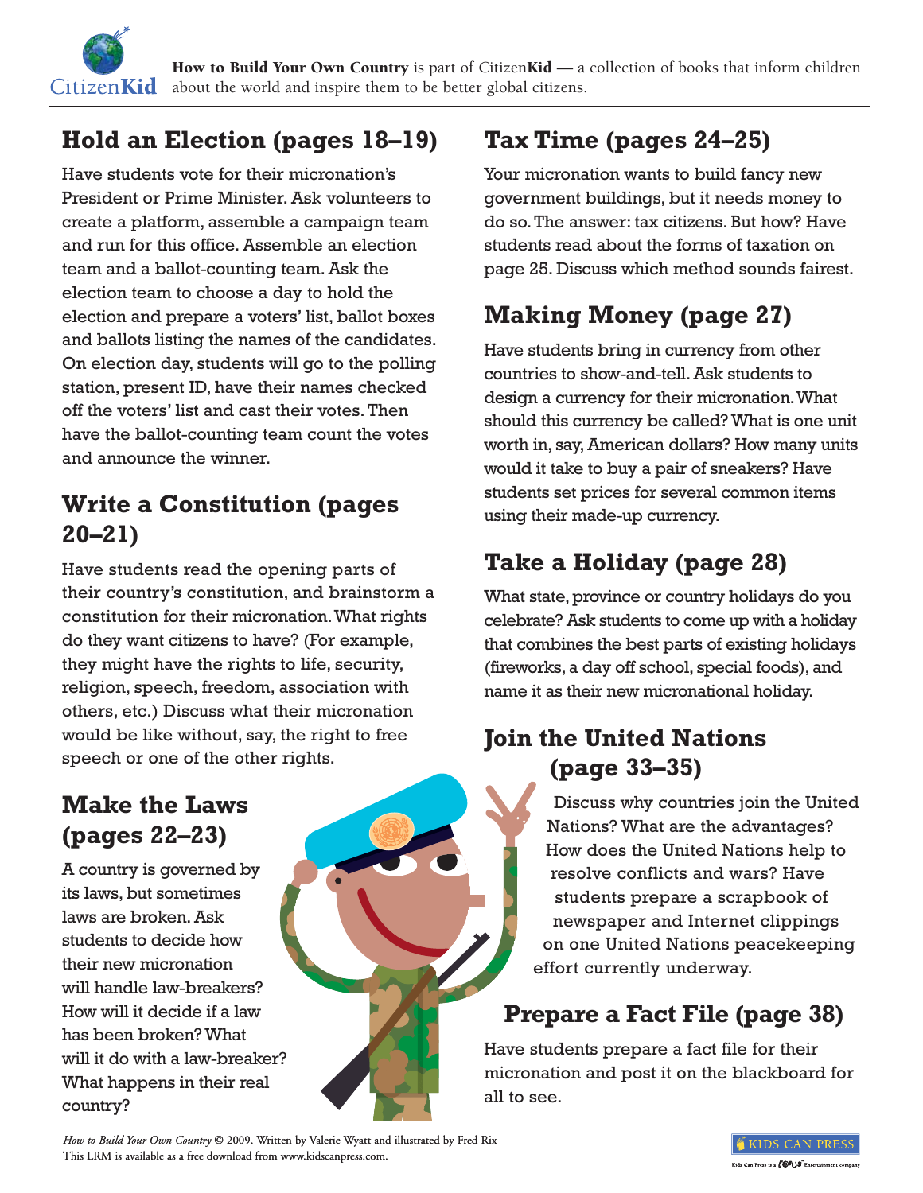**How to Build Your Own Country** is part of Citizen**Kid** — a collection of books that inform children about the world and inspire them to be better global citizens.

## Hold an Election (pages 18–19)

Have students vote for their micronation's President or Prime Minister. Ask volunteers to create a platform, assemble a campaign team and run for this office. Assemble an election team and a ballot-counting team. Ask the election team to choose a day to hold the election and prepare a voters' list, ballot boxes and ballots listing the names of the candidates. On election day, students will go to the polling station, present ID, have their names checked off the voters' list and cast their votes. Then have the ballot-counting team count the votes and announce the winner.

## Write a Constitution (pages 20–21)

Have students read the opening parts of their country's constitution, and brainstorm a constitution for their micronation. What rights do they want citizens to have? (For example, they might have the rights to life, security, religion, speech, freedom, association with others, etc.) Discuss what their micronation would be like without, say, the right to free speech or one of the other rights.

## Make the Laws (pages 22–23)

A country is governed by its laws, but sometimes laws are broken. Ask students to decide how their new micronation will handle law-breakers? How will it decide if a law has been broken? What will it do with a law-breaker? What happens in their real country?

## Tax Time (pages 24–25)

Your micronation wants to build fancy new government buildings, but it needs money to do so. The answer: tax citizens. But how? Have students read about the forms of taxation on page 25. Discuss which method sounds fairest.

## Making Money (page 27)

Have students bring in currency from other countries to show-and-tell. Ask students to design a currency for their micronation. What should this currency be called? What is one unit worth in, say, American dollars? How many units would it take to buy a pair of sneakers? Have students set prices for several common items using their made-up currency.

## Take a Holiday (page 28)

What state, province or country holidays do you celebrate? Ask students to come up with a holiday that combines the best parts of existing holidays (fireworks, a day off school, special foods), and name it as their new micronational holiday.

## Join the United Nations (page 33–35)

Discuss why countries join the United Nations? What are the advantages? How does the United Nations help to resolve conflicts and wars? Have students prepare a scrapbook of newspaper and Internet clippings on one United Nations peacekeeping effort currently underway.

## Prepare a Fact File (page 38)

Have students prepare a fact file for their micronation and post it on the blackboard for all to see.

*How to Build Your Own Country* © 2009. Written by Valerie Wyatt and illustrated by Fred Rix
This LRM is available as a free download from www.kidscanpress.com.

KIDS CAN PRESS

Kids Can Press is a Corus Entertainment company